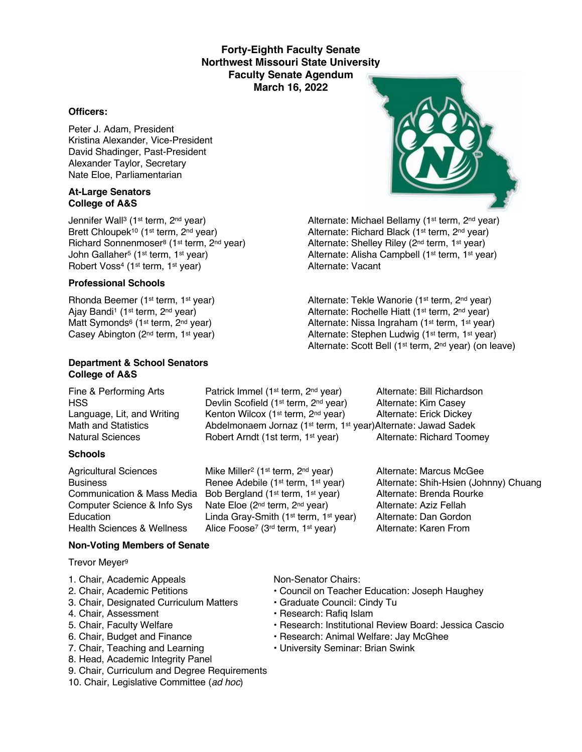# Forty-Eighth Faculty Senate
# Northwest Missouri State University
# Faculty Senate Agendum
# March 16, 2022

### Officers:

Peter J. Adam, President
Kristina Alexander, Vice-President
David Shadinger, Past-President
Alexander Taylor, Secretary
Nate Eloe, Parliamentarian

### At-Large Senators
### College of A&S

| Senator | Alternate |
|---|---|
| Jennifer Wall[3] (1st term, 2nd year) | Alternate: Michael Bellamy (1st term, 2nd year) |
| Brett Chloupek[10] (1st term, 2nd year) | Alternate: Richard Black (1st term, 2nd year) |
| Richard Sonnenmoser[8] (1st term, 2nd year) | Alternate: Shelley Riley (2nd term, 1st year) |
| John Gallaher[5] (1st term, 1st year) | Alternate: Alisha Campbell (1st term, 1st year) |
| Robert Voss[4] (1st term, 1st year) | Alternate: Vacant |

### Professional Schools

| Senator | Alternate |
|---|---|
| Rhonda Beemer (1st term, 1st year) | Alternate: Tekle Wanorie (1st term, 2nd year) |
| Ajay Bandi[1] (1st term, 2nd year) | Alternate: Rochelle Hiatt (1st term, 2nd year) |
| Matt Symonds[6] (1st term, 2nd year) | Alternate: Nissa Ingraham (1st term, 1st year) |
| Casey Abington (2nd term, 1st year) | Alternate: Stephen Ludwig (1st term, 1st year) |
| | Alternate: Scott Bell (1st term, 2nd year) (on leave) |

### Department & School Senators
### College of A&S

| Department | Senator | Alternate |
|---|---|---|
| Fine & Performing Arts | Patrick Immel (1st term, 2nd year) | Alternate: Bill Richardson |
| HSS | Devlin Scofield (1st term, 2nd year) | Alternate: Kim Casey |
| Language, Lit, and Writing | Kenton Wilcox (1st term, 2nd year) | Alternate: Erick Dickey |
| Math and Statistics | Abdelmonaem Jornaz (1st term, 1st year) | Alternate: Jawad Sadek |
| Natural Sciences | Robert Arndt (1st term, 1st year) | Alternate: Richard Toomey |

### Schools

| School | Senator | Alternate |
|---|---|---|
| Agricultural Sciences | Mike Miller[2] (1st term, 2nd year) | Alternate: Marcus McGee |
| Business | Renee Adebile (1st term, 1st year) | Alternate: Shih-Hsien (Johnny) Chuang |
| Communication & Mass Media | Bob Bergland (1st term, 1st year) | Alternate: Brenda Rourke |
| Computer Science & Info Sys | Nate Eloe (2nd term, 2nd year) | Alternate: Aziz Fellah |
| Education | Linda Gray-Smith (1st term, 1st year) | Alternate: Dan Gordon |
| Health Sciences & Wellness | Alice Foose[7] (3rd term, 1st year) | Alternate: Karen From |

### Non-Voting Members of Senate

Trevor Meyer[9]

1. Chair, Academic Appeals
2. Chair, Academic Petitions
3. Chair, Designated Curriculum Matters
4. Chair, Assessment
5. Chair, Faculty Welfare
6. Chair, Budget and Finance
7. Chair, Teaching and Learning
8. Head, Academic Integrity Panel
9. Chair, Curriculum and Degree Requirements
10. Chair, Legislative Committee (*ad hoc*)

Non-Senator Chairs:

- Council on Teacher Education: Joseph Haughey
- Graduate Council: Cindy Tu
- Research: Rafiq Islam
- Research: Institutional Review Board: Jessica Cascio
- Research: Animal Welfare: Jay McGhee
- University Seminar: Brian Swink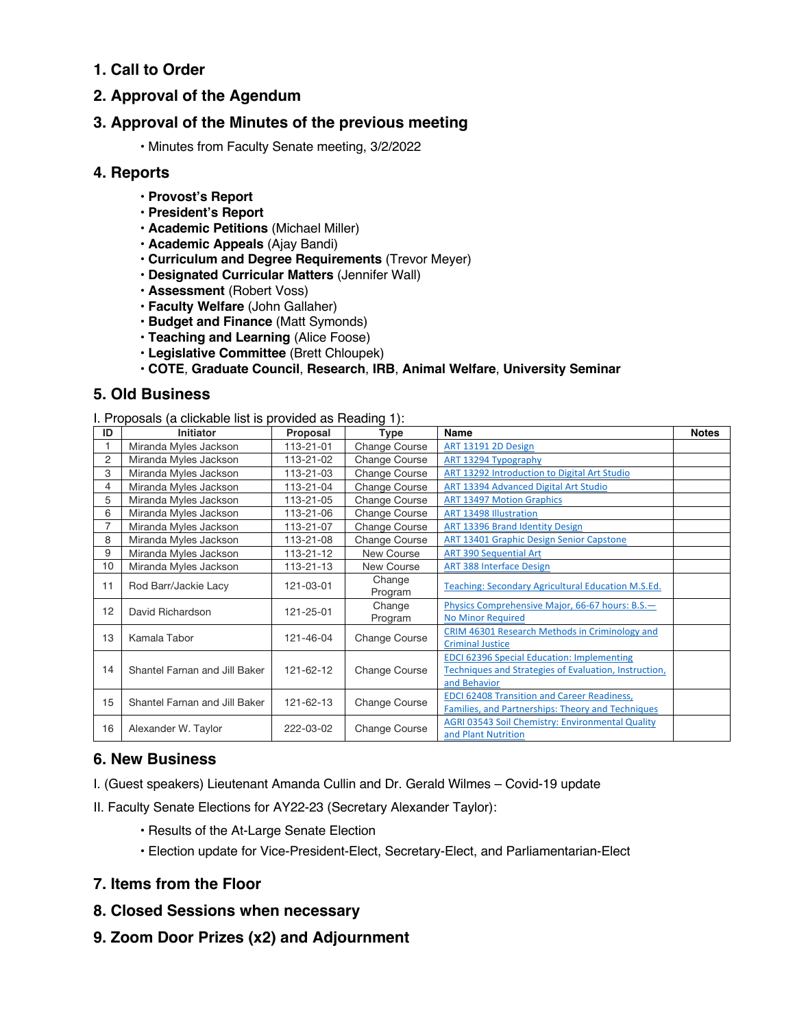## 1. Call to Order

## 2. Approval of the Agendum

## 3. Approval of the Minutes of the previous meeting

- Minutes from Faculty Senate meeting, 3/2/2022

## 4. Reports

- **Provost's Report**
- **President's Report**
- **Academic Petitions** (Michael Miller)
- **Academic Appeals** (Ajay Bandi)
- **Curriculum and Degree Requirements** (Trevor Meyer)
- **Designated Curricular Matters** (Jennifer Wall)
- **Assessment** (Robert Voss)
- **Faculty Welfare** (John Gallaher)
- **Budget and Finance** (Matt Symonds)
- **Teaching and Learning** (Alice Foose)
- **Legislative Committee** (Brett Chloupek)
- **COTE**, **Graduate Council**, **Research**, **IRB**, **Animal Welfare**, **University Seminar**

## 5. Old Business

I. Proposals (a clickable list is provided as Reading 1):

| ID | Initiator | Proposal | Type | Name | Notes |
|---|---|---|---|---|---|
| 1 | Miranda Myles Jackson | 113-21-01 | Change Course | ART 13191 2D Design | |
| 2 | Miranda Myles Jackson | 113-21-02 | Change Course | ART 13294 Typography | |
| 3 | Miranda Myles Jackson | 113-21-03 | Change Course | ART 13292 Introduction to Digital Art Studio | |
| 4 | Miranda Myles Jackson | 113-21-04 | Change Course | ART 13394 Advanced Digital Art Studio | |
| 5 | Miranda Myles Jackson | 113-21-05 | Change Course | ART 13497 Motion Graphics | |
| 6 | Miranda Myles Jackson | 113-21-06 | Change Course | ART 13498 Illustration | |
| 7 | Miranda Myles Jackson | 113-21-07 | Change Course | ART 13396 Brand Identity Design | |
| 8 | Miranda Myles Jackson | 113-21-08 | Change Course | ART 13401 Graphic Design Senior Capstone | |
| 9 | Miranda Myles Jackson | 113-21-12 | New Course | ART 390 Sequential Art | |
| 10 | Miranda Myles Jackson | 113-21-13 | New Course | ART 388 Interface Design | |
| 11 | Rod Barr/Jackie Lacy | 121-03-01 | Change Program | Teaching: Secondary Agricultural Education M.S.Ed. | |
| 12 | David Richardson | 121-25-01 | Change Program | Physics Comprehensive Major, 66-67 hours: B.S.— No Minor Required | |
| 13 | Kamala Tabor | 121-46-04 | Change Course | CRIM 46301 Research Methods in Criminology and Criminal Justice | |
| 14 | Shantel Farnan and Jill Baker | 121-62-12 | Change Course | EDCI 62396 Special Education: Implementing Techniques and Strategies of Evaluation, Instruction, and Behavior | |
| 15 | Shantel Farnan and Jill Baker | 121-62-13 | Change Course | EDCI 62408 Transition and Career Readiness, Families, and Partnerships: Theory and Techniques | |
| 16 | Alexander W. Taylor | 222-03-02 | Change Course | AGRI 03543 Soil Chemistry: Environmental Quality and Plant Nutrition | |

## 6. New Business

I. (Guest speakers) Lieutenant Amanda Cullin and Dr. Gerald Wilmes – Covid-19 update

II. Faculty Senate Elections for AY22-23 (Secretary Alexander Taylor):

- Results of the At-Large Senate Election
- Election update for Vice-President-Elect, Secretary-Elect, and Parliamentarian-Elect

## 7. Items from the Floor

## 8. Closed Sessions when necessary

## 9. Zoom Door Prizes (x2) and Adjournment